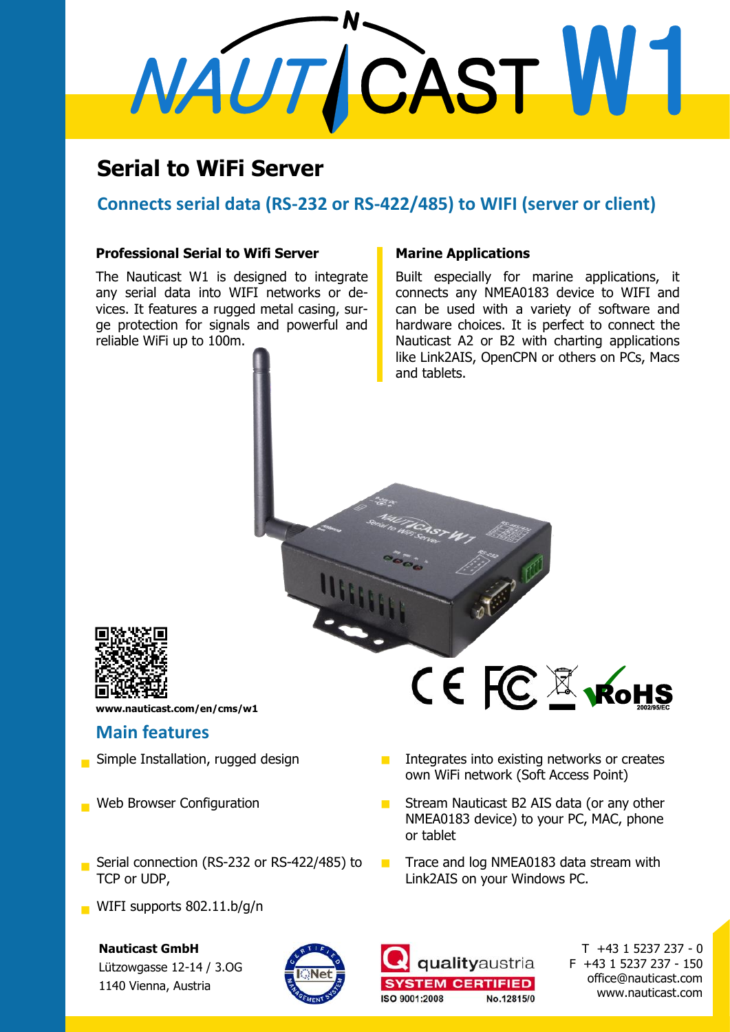# NAUTICAST W1

## Serial to WiFi Server

### Connects serial data (RS-232 or RS-422/485) to WIFI (server or client)

**Professional Serial to Wifi Server**

The Nauticast W1 is designed to integrate any serial data into WIFI networks or devices. It features a rugged metal casing, surge protection for signals and powerful and reliable WiFi up to 100m.

**Marine Applications**

Built especially for marine applications, it connects any NMEA0183 device to WIFI and can be used with a variety of software and hardware choices. It is perfect to connect the Nauticast A2 or B2 with charting applications like Link2AIS, OpenCPN or others on PCs, Macs and tablets.

**www.nauticast.com/en/cms/w1**

## Main features

- Simple Installation, rugged design
- Web Browser Configuration
- Serial connection (RS-232 or RS-422/485) to TCP or UDP,
- WIFI supports 802.11.b/g/n
- Integrates into existing networks or creates own WiFi network (Soft Access Point)
- Stream Nauticast B2 AIS data (or any other NMEA0183 device) to your PC, MAC, phone or tablet
- Trace and log NMEA0183 data stream with Link2AIS on your Windows PC.

**Nauticast GmbH**
Lützowgasse 12-14 / 3.OG
1140 Vienna, Austria

qualityaustria SYSTEM CERTIFIED ISO 9001:2008 No.12815/0

T +43 1 5237 237 - 0
F +43 1 5237 237 - 150
office@nauticast.com
www.nauticast.com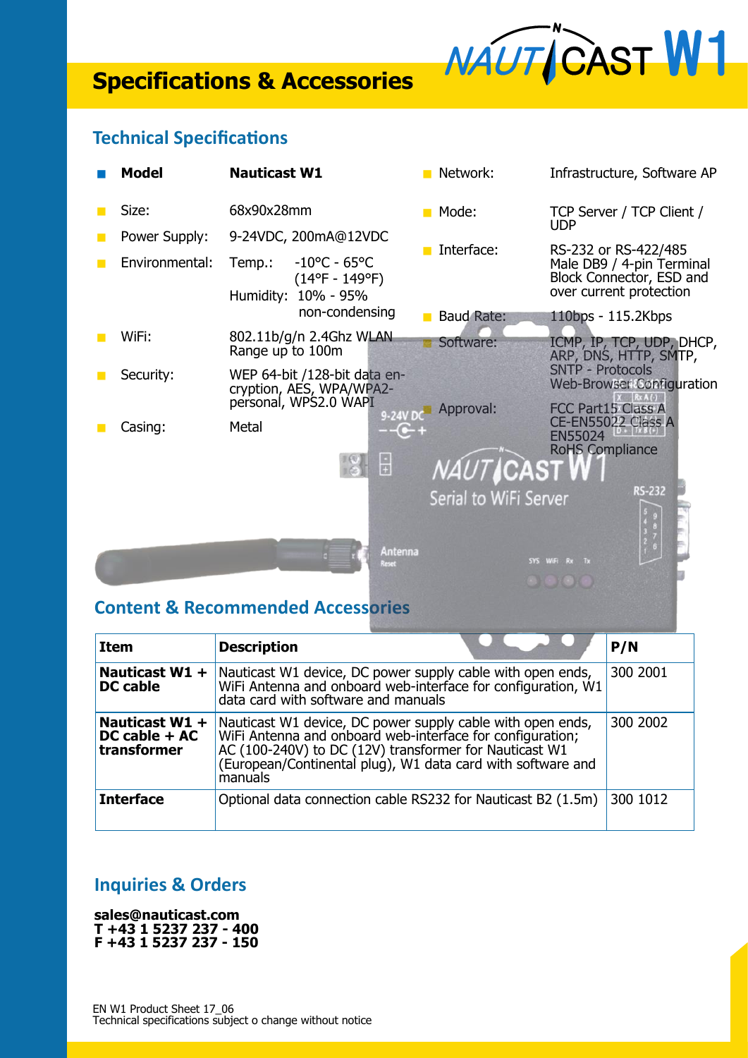# Specifications & Accessories

## Technical Specifications

| | |
|---|---|
| **Model** | **Nauticast W1** |
| Size: | 68x90x28mm |
| Power Supply: | 9-24VDC, 200mA@12VDC |
| Environmental: | Temp.: -10°C - 65°C (14°F - 149°F) Humidity: 10% - 95% non-condensing |
| WiFi: | 802.11b/g/n 2.4Ghz WLAN Range up to 100m |
| Security: | WEP 64-bit /128-bit data encryption, AES, WPA/WPA2-personal, WPS2.0 WAPI |
| Casing: | Metal |
| Network: | Infrastructure, Software AP |
| Mode: | TCP Server / TCP Client / UDP |
| Interface: | RS-232 or RS-422/485 Male DB9 / 4-pin Terminal Block Connector, ESD and over current protection |
| Baud Rate: | 110bps - 115.2Kbps |
| Software: | ICMP, IP, TCP, UDP, DHCP, ARP, DNS, HTTP, SMTP, SNTP - Protocols Web-Browser Configuration |
| Approval: | FCC Part15 Class A CE-EN55022 Class A EN55024 RoHS Compliance |

## Content & Recommended Accessories

| Item | Description | P/N |
|---|---|---|
| **Nauticast W1 + DC cable** | Nauticast W1 device, DC power supply cable with open ends, WiFi Antenna and onboard web-interface for configuration, W1 data card with software and manuals | 300 2001 |
| **Nauticast W1 + DC cable + AC transformer** | Nauticast W1 device, DC power supply cable with open ends, WiFi Antenna and onboard web-interface for configuration; AC (100-240V) to DC (12V) transformer for Nauticast W1 (European/Continental plug), W1 data card with software and manuals | 300 2002 |
| **Interface** | Optional data connection cable RS232 for Nauticast B2 (1.5m) | 300 1012 |

## Inquiries & Orders

**sales@nauticast.com**
**T +43 1 5237 237 - 400**
**F +43 1 5237 237 - 150**

EN W1 Product Sheet 17_06
Technical specifications subject o change without notice